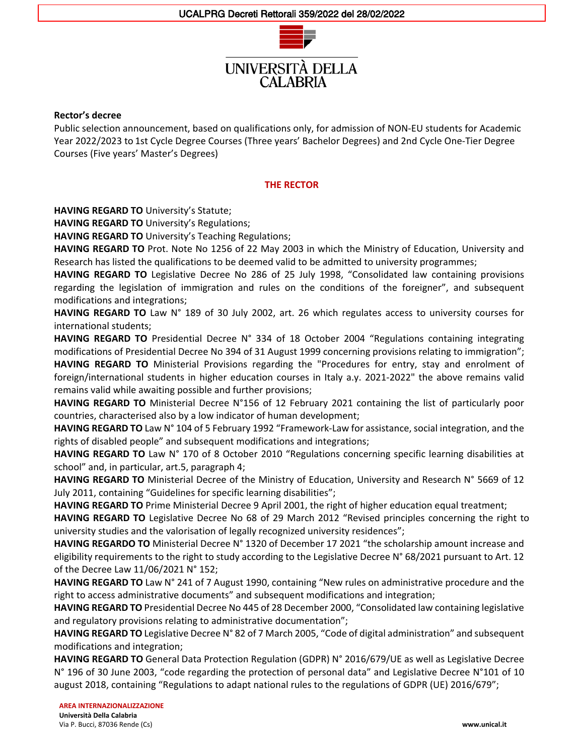UCALPRG Decreti Rettorali 359/2022 del 28/02/2022

UNIVERSITÀ DELLA CALABRIA

**Rector's decree**

Public selection announcement, based on qualifications only, for admission of NON-EU students for Academic Year 2022/2023 to 1st Cycle Degree Courses (Three years' Bachelor Degrees) and 2nd Cycle One-Tier Degree Courses (Five years' Master's Degrees)

## THE RECTOR

**HAVING REGARD TO** University's Statute;

**HAVING REGARD TO** University's Regulations;

**HAVING REGARD TO** University's Teaching Regulations;

**HAVING REGARD TO** Prot. Note No 1256 of 22 May 2003 in which the Ministry of Education, University and Research has listed the qualifications to be deemed valid to be admitted to university programmes;

**HAVING REGARD TO** Legislative Decree No 286 of 25 July 1998, "Consolidated law containing provisions regarding the legislation of immigration and rules on the conditions of the foreigner", and subsequent modifications and integrations;

**HAVING REGARD TO** Law N° 189 of 30 July 2002, art. 26 which regulates access to university courses for international students;

**HAVING REGARD TO** Presidential Decree N° 334 of 18 October 2004 "Regulations containing integrating modifications of Presidential Decree No 394 of 31 August 1999 concerning provisions relating to immigration";

**HAVING REGARD TO** Ministerial Provisions regarding the "Procedures for entry, stay and enrolment of foreign/international students in higher education courses in Italy a.y. 2021-2022" the above remains valid remains valid while awaiting possible and further provisions;

**HAVING REGARD TO** Ministerial Decree N°156 of 12 February 2021 containing the list of particularly poor countries, characterised also by a low indicator of human development;

**HAVING REGARD TO** Law N° 104 of 5 February 1992 "Framework-Law for assistance, social integration, and the rights of disabled people" and subsequent modifications and integrations;

**HAVING REGARD TO** Law N° 170 of 8 October 2010 "Regulations concerning specific learning disabilities at school" and, in particular, art.5, paragraph 4;

**HAVING REGARD TO** Ministerial Decree of the Ministry of Education, University and Research N° 5669 of 12 July 2011, containing "Guidelines for specific learning disabilities";

**HAVING REGARD TO** Prime Ministerial Decree 9 April 2001, the right of higher education equal treatment;

**HAVING REGARD TO** Legislative Decree No 68 of 29 March 2012 "Revised principles concerning the right to university studies and the valorisation of legally recognized university residences";

**HAVING REGARDO TO** Ministerial Decree N° 1320 of December 17 2021 "the scholarship amount increase and eligibility requirements to the right to study according to the Legislative Decree N° 68/2021 pursuant to Art. 12 of the Decree Law 11/06/2021 N° 152;

**HAVING REGARD TO** Law N° 241 of 7 August 1990, containing "New rules on administrative procedure and the right to access administrative documents" and subsequent modifications and integration;

**HAVING REGARD TO** Presidential Decree No 445 of 28 December 2000, "Consolidated law containing legislative and regulatory provisions relating to administrative documentation";

**HAVING REGARD TO** Legislative Decree N° 82 of 7 March 2005, "Code of digital administration" and subsequent modifications and integration;

**HAVING REGARD TO** General Data Protection Regulation (GDPR) N° 2016/679/UE as well as Legislative Decree N° 196 of 30 June 2003, "code regarding the protection of personal data" and Legislative Decree N°101 of 10 august 2018, containing "Regulations to adapt national rules to the regulations of GDPR (UE) 2016/679";

**AREA INTERNAZIONALIZZAZIONE**
**Università Della Calabria**
Via P. Bucci, 87036 Rende (Cs)

**www.unical.it**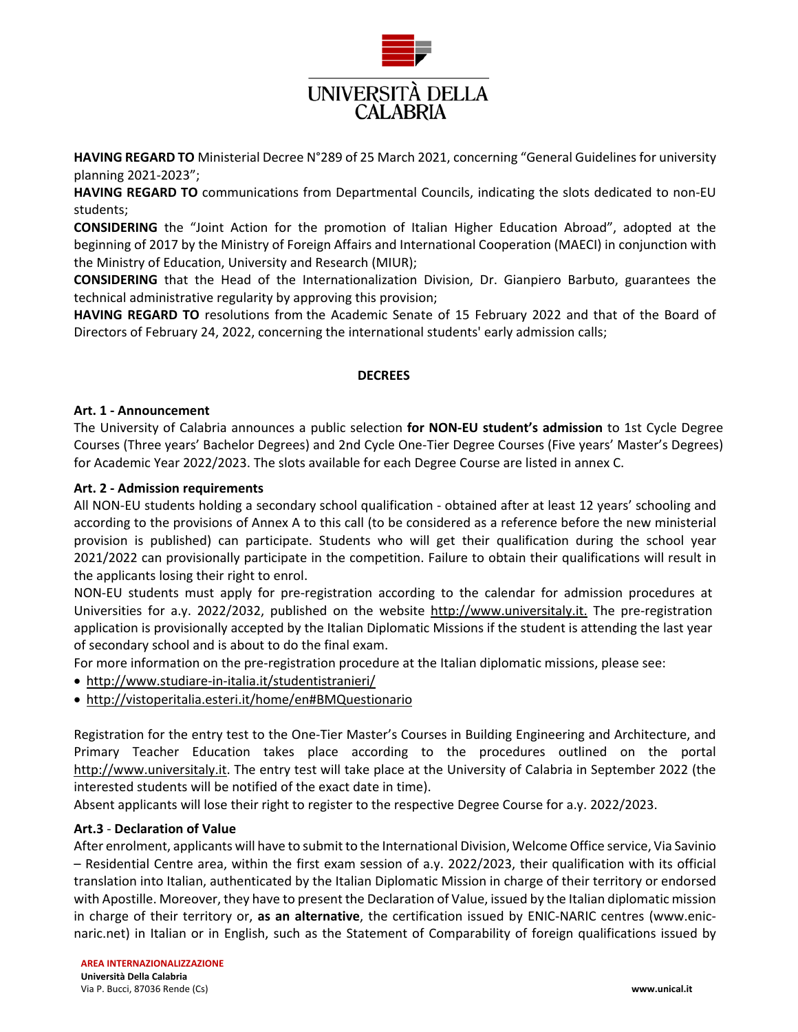**HAVING REGARD TO** Ministerial Decree N°289 of 25 March 2021, concerning "General Guidelines for university planning 2021-2023";

**HAVING REGARD TO** communications from Departmental Councils, indicating the slots dedicated to non-EU students;

**CONSIDERING** the "Joint Action for the promotion of Italian Higher Education Abroad", adopted at the beginning of 2017 by the Ministry of Foreign Affairs and International Cooperation (MAECI) in conjunction with the Ministry of Education, University and Research (MIUR);

**CONSIDERING** that the Head of the Internationalization Division, Dr. Gianpiero Barbuto, guarantees the technical administrative regularity by approving this provision;

**HAVING REGARD TO** resolutions from the Academic Senate of 15 February 2022 and that of the Board of Directors of February 24, 2022, concerning the international students' early admission calls;

**DECREES**

**Art. 1 - Announcement**

The University of Calabria announces a public selection **for NON-EU student's admission** to 1st Cycle Degree Courses (Three years' Bachelor Degrees) and 2nd Cycle One-Tier Degree Courses (Five years' Master's Degrees) for Academic Year 2022/2023. The slots available for each Degree Course are listed in annex C.

**Art. 2 - Admission requirements**

All NON-EU students holding a secondary school qualification - obtained after at least 12 years' schooling and according to the provisions of Annex A to this call (to be considered as a reference before the new ministerial provision is published) can participate. Students who will get their qualification during the school year 2021/2022 can provisionally participate in the competition. Failure to obtain their qualifications will result in the applicants losing their right to enrol.

NON-EU students must apply for pre-registration according to the calendar for admission procedures at Universities for a.y. 2022/2032, published on the website http://www.universitaly.it. The pre-registration application is provisionally accepted by the Italian Diplomatic Missions if the student is attending the last year of secondary school and is about to do the final exam.

For more information on the pre-registration procedure at the Italian diplomatic missions, please see:

- http://www.studiare-in-italia.it/studentistranieri/
- http://vistoperitalia.esteri.it/home/en#BMQuestionario

Registration for the entry test to the One-Tier Master's Courses in Building Engineering and Architecture, and Primary Teacher Education takes place according to the procedures outlined on the portal http://www.universitaly.it. The entry test will take place at the University of Calabria in September 2022 (the interested students will be notified of the exact date in time).

Absent applicants will lose their right to register to the respective Degree Course for a.y. 2022/2023.

**Art.3 - Declaration of Value**

After enrolment, applicants will have to submit to the International Division, Welcome Office service, Via Savinio – Residential Centre area, within the first exam session of a.y. 2022/2023, their qualification with its official translation into Italian, authenticated by the Italian Diplomatic Mission in charge of their territory or endorsed with Apostille. Moreover, they have to present the Declaration of Value, issued by the Italian diplomatic mission in charge of their territory or, **as an alternative**, the certification issued by ENIC-NARIC centres (www.enic-naric.net) in Italian or in English, such as the Statement of Comparability of foreign qualifications issued by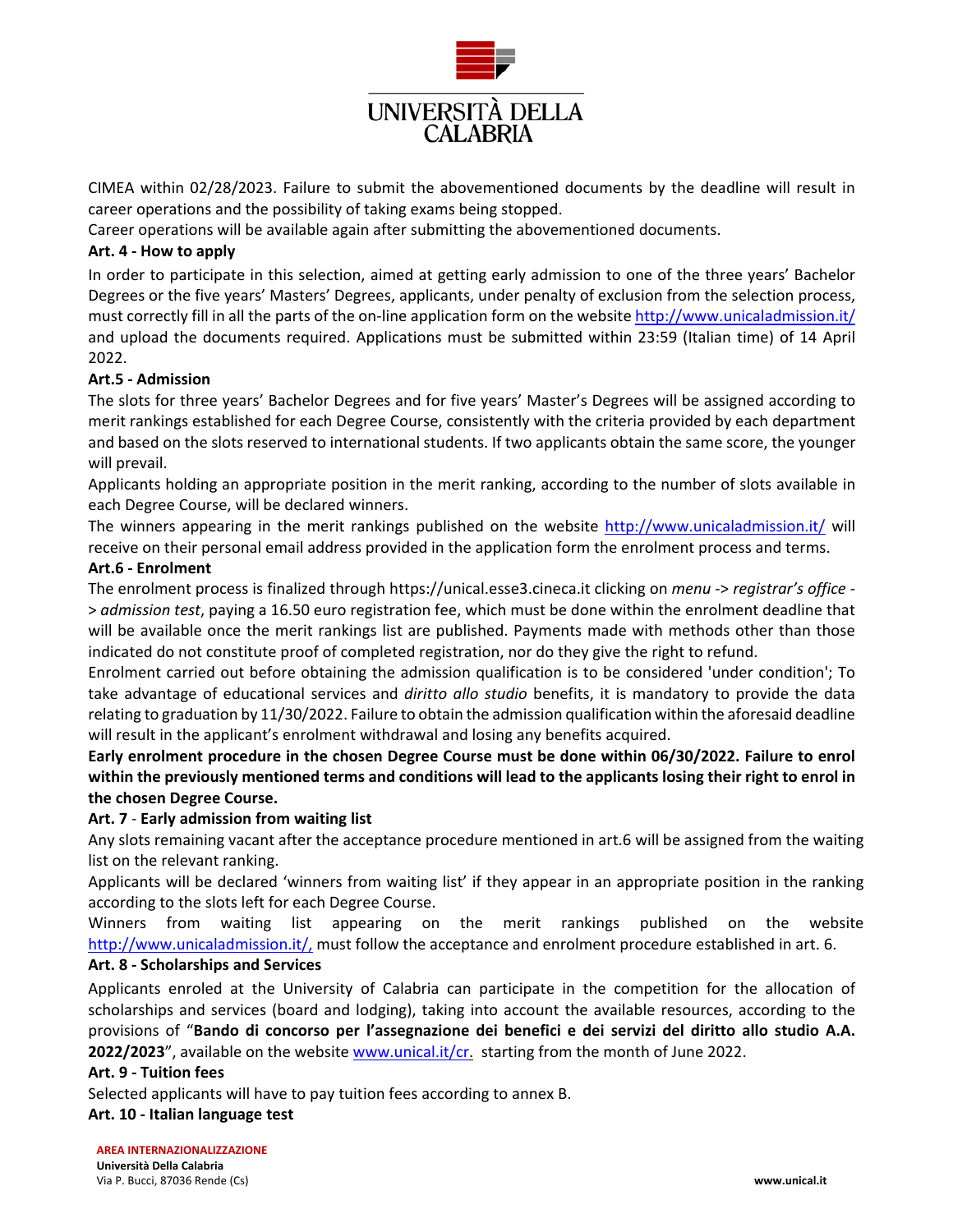CIMEA within 02/28/2023. Failure to submit the abovementioned documents by the deadline will result in career operations and the possibility of taking exams being stopped.
Career operations will be available again after submitting the abovementioned documents.

**Art. 4 - How to apply**

In order to participate in this selection, aimed at getting early admission to one of the three years' Bachelor Degrees or the five years' Masters' Degrees, applicants, under penalty of exclusion from the selection process, must correctly fill in all the parts of the on-line application form on the website http://www.unicaladmission.it/ and upload the documents required. Applications must be submitted within 23:59 (Italian time) of 14 April 2022.

**Art.5 - Admission**

The slots for three years' Bachelor Degrees and for five years' Master's Degrees will be assigned according to merit rankings established for each Degree Course, consistently with the criteria provided by each department and based on the slots reserved to international students. If two applicants obtain the same score, the younger will prevail.
Applicants holding an appropriate position in the merit ranking, according to the number of slots available in each Degree Course, will be declared winners.
The winners appearing in the merit rankings published on the website http://www.unicaladmission.it/ will receive on their personal email address provided in the application form the enrolment process and terms.

**Art.6 - Enrolment**

The enrolment process is finalized through https://unical.esse3.cineca.it clicking on *menu -> registrar's office -> admission test*, paying a 16.50 euro registration fee, which must be done within the enrolment deadline that will be available once the merit rankings list are published. Payments made with methods other than those indicated do not constitute proof of completed registration, nor do they give the right to refund.
Enrolment carried out before obtaining the admission qualification is to be considered 'under condition'; To take advantage of educational services and *diritto allo studio* benefits, it is mandatory to provide the data relating to graduation by 11/30/2022. Failure to obtain the admission qualification within the aforesaid deadline will result in the applicant's enrolment withdrawal and losing any benefits acquired.

**Early enrolment procedure in the chosen Degree Course must be done within 06/30/2022. Failure to enrol within the previously mentioned terms and conditions will lead to the applicants losing their right to enrol in the chosen Degree Course.**

**Art. 7** - **Early admission from waiting list**

Any slots remaining vacant after the acceptance procedure mentioned in art.6 will be assigned from the waiting list on the relevant ranking.
Applicants will be declared 'winners from waiting list' if they appear in an appropriate position in the ranking according to the slots left for each Degree Course.
Winners from waiting list appearing on the merit rankings published on the website http://www.unicaladmission.it/, must follow the acceptance and enrolment procedure established in art. 6.

**Art. 8 - Scholarships and Services**

Applicants enroled at the University of Calabria can participate in the competition for the allocation of scholarships and services (board and lodging), taking into account the available resources, according to the provisions of "**Bando di concorso per l'assegnazione dei benefici e dei servizi del diritto allo studio A.A. 2022/2023**", available on the website www.unical.it/cr. starting from the month of June 2022.

**Art. 9 - Tuition fees**

Selected applicants will have to pay tuition fees according to annex B.

**Art. 10 - Italian language test**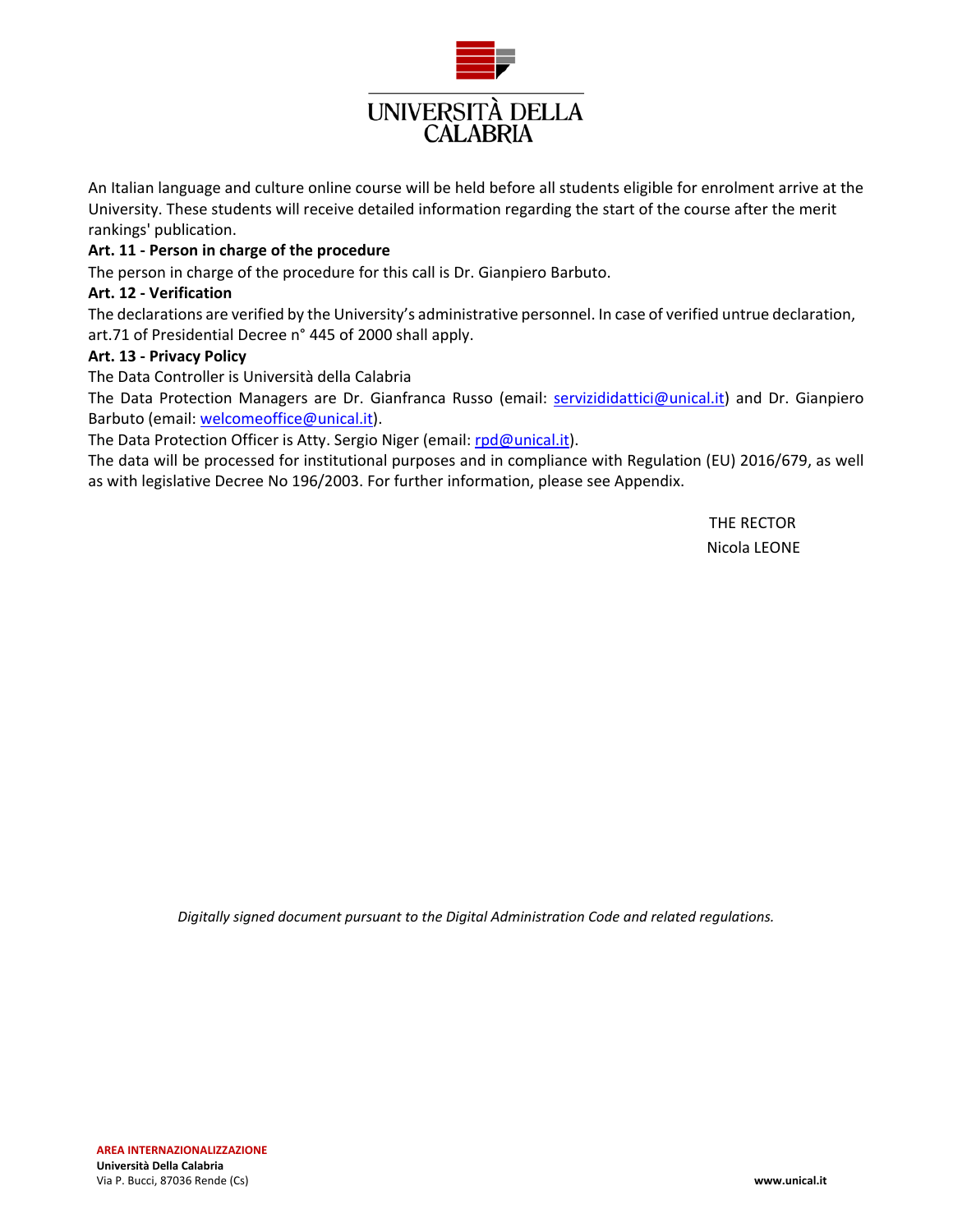An Italian language and culture online course will be held before all students eligible for enrolment arrive at the University. These students will receive detailed information regarding the start of the course after the merit rankings' publication.

**Art. 11 - Person in charge of the procedure**

The person in charge of the procedure for this call is Dr. Gianpiero Barbuto.

**Art. 12 - Verification**

The declarations are verified by the University's administrative personnel. In case of verified untrue declaration, art.71 of Presidential Decree n° 445 of 2000 shall apply.

**Art. 13 - Privacy Policy**

The Data Controller is Università della Calabria

The Data Protection Managers are Dr. Gianfranca Russo (email: servizididattici@unical.it) and Dr. Gianpiero Barbuto (email: welcomeoffice@unical.it).

The Data Protection Officer is Atty. Sergio Niger (email: rpd@unical.it).

The data will be processed for institutional purposes and in compliance with Regulation (EU) 2016/679, as well as with legislative Decree No 196/2003. For further information, please see Appendix.

THE RECTOR
Nicola LEONE

*Digitally signed document pursuant to the Digital Administration Code and related regulations.*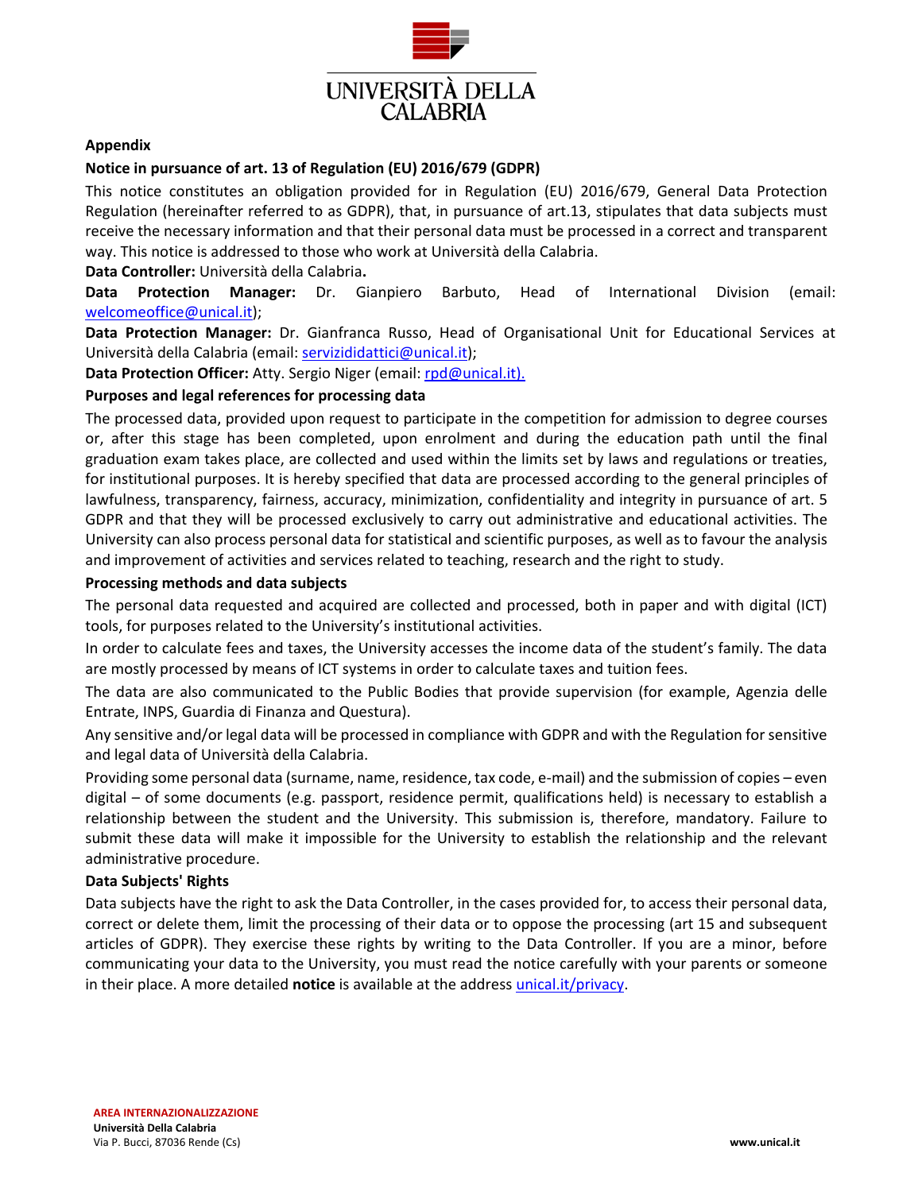**Appendix**

**Notice in pursuance of art. 13 of Regulation (EU) 2016/679 (GDPR)**

This notice constitutes an obligation provided for in Regulation (EU) 2016/679, General Data Protection Regulation (hereinafter referred to as GDPR), that, in pursuance of art.13, stipulates that data subjects must receive the necessary information and that their personal data must be processed in a correct and transparent way. This notice is addressed to those who work at Università della Calabria.

**Data Controller:** Università della Calabria**.**

**Data Protection Manager:** Dr. Gianpiero Barbuto, Head of International Division (email: welcomeoffice@unical.it);

**Data Protection Manager:** Dr. Gianfranca Russo, Head of Organisational Unit for Educational Services at Università della Calabria (email: servizididattici@unical.it);

**Data Protection Officer:** Atty. Sergio Niger (email: rpd@unical.it).

**Purposes and legal references for processing data**

The processed data, provided upon request to participate in the competition for admission to degree courses or, after this stage has been completed, upon enrolment and during the education path until the final graduation exam takes place, are collected and used within the limits set by laws and regulations or treaties, for institutional purposes. It is hereby specified that data are processed according to the general principles of lawfulness, transparency, fairness, accuracy, minimization, confidentiality and integrity in pursuance of art. 5 GDPR and that they will be processed exclusively to carry out administrative and educational activities. The University can also process personal data for statistical and scientific purposes, as well as to favour the analysis and improvement of activities and services related to teaching, research and the right to study.

**Processing methods and data subjects**

The personal data requested and acquired are collected and processed, both in paper and with digital (ICT) tools, for purposes related to the University's institutional activities.

In order to calculate fees and taxes, the University accesses the income data of the student's family. The data are mostly processed by means of ICT systems in order to calculate taxes and tuition fees.

The data are also communicated to the Public Bodies that provide supervision (for example, Agenzia delle Entrate, INPS, Guardia di Finanza and Questura).

Any sensitive and/or legal data will be processed in compliance with GDPR and with the Regulation for sensitive and legal data of Università della Calabria.

Providing some personal data (surname, name, residence, tax code, e-mail) and the submission of copies – even digital – of some documents (e.g. passport, residence permit, qualifications held) is necessary to establish a relationship between the student and the University. This submission is, therefore, mandatory. Failure to submit these data will make it impossible for the University to establish the relationship and the relevant administrative procedure.

**Data Subjects' Rights**

Data subjects have the right to ask the Data Controller, in the cases provided for, to access their personal data, correct or delete them, limit the processing of their data or to oppose the processing (art 15 and subsequent articles of GDPR). They exercise these rights by writing to the Data Controller. If you are a minor, before communicating your data to the University, you must read the notice carefully with your parents or someone in their place. A more detailed **notice** is available at the address unical.it/privacy.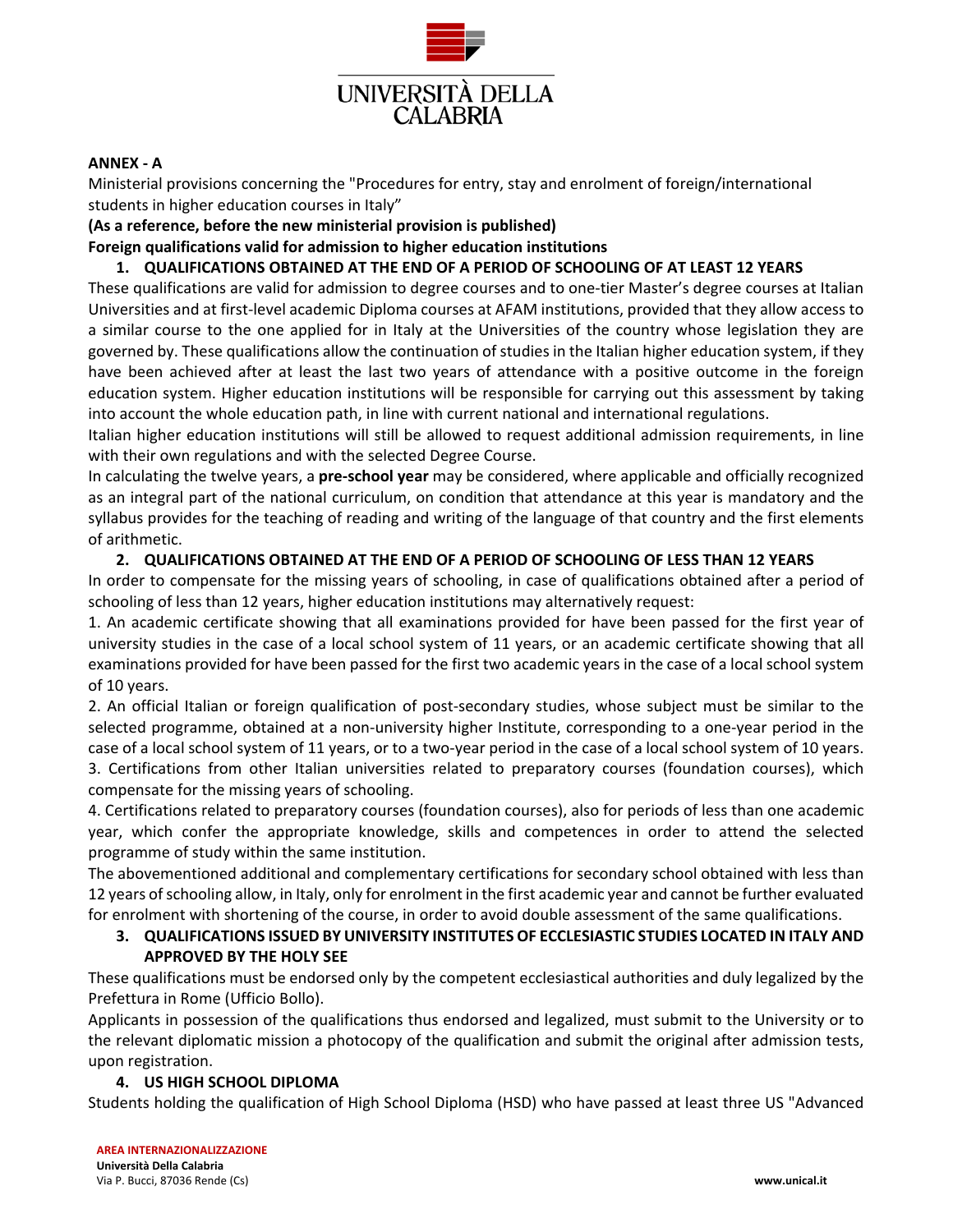**ANNEX - A**

Ministerial provisions concerning the "Procedures for entry, stay and enrolment of foreign/international students in higher education courses in Italy"

**(As a reference, before the new ministerial provision is published)**

**Foreign qualifications valid for admission to higher education institutions**

## 1. QUALIFICATIONS OBTAINED AT THE END OF A PERIOD OF SCHOOLING OF AT LEAST 12 YEARS

These qualifications are valid for admission to degree courses and to one-tier Master's degree courses at Italian Universities and at first-level academic Diploma courses at AFAM institutions, provided that they allow access to a similar course to the one applied for in Italy at the Universities of the country whose legislation they are governed by. These qualifications allow the continuation of studies in the Italian higher education system, if they have been achieved after at least the last two years of attendance with a positive outcome in the foreign education system. Higher education institutions will be responsible for carrying out this assessment by taking into account the whole education path, in line with current national and international regulations.

Italian higher education institutions will still be allowed to request additional admission requirements, in line with their own regulations and with the selected Degree Course.

In calculating the twelve years, a **pre-school year** may be considered, where applicable and officially recognized as an integral part of the national curriculum, on condition that attendance at this year is mandatory and the syllabus provides for the teaching of reading and writing of the language of that country and the first elements of arithmetic.

## 2. QUALIFICATIONS OBTAINED AT THE END OF A PERIOD OF SCHOOLING OF LESS THAN 12 YEARS

In order to compensate for the missing years of schooling, in case of qualifications obtained after a period of schooling of less than 12 years, higher education institutions may alternatively request:

1. An academic certificate showing that all examinations provided for have been passed for the first year of university studies in the case of a local school system of 11 years, or an academic certificate showing that all examinations provided for have been passed for the first two academic years in the case of a local school system of 10 years.
2. An official Italian or foreign qualification of post-secondary studies, whose subject must be similar to the selected programme, obtained at a non-university higher Institute, corresponding to a one-year period in the case of a local school system of 11 years, or to a two-year period in the case of a local school system of 10 years.
3. Certifications from other Italian universities related to preparatory courses (foundation courses), which compensate for the missing years of schooling.
4. Certifications related to preparatory courses (foundation courses), also for periods of less than one academic year, which confer the appropriate knowledge, skills and competences in order to attend the selected programme of study within the same institution.

The abovementioned additional and complementary certifications for secondary school obtained with less than 12 years of schooling allow, in Italy, only for enrolment in the first academic year and cannot be further evaluated for enrolment with shortening of the course, in order to avoid double assessment of the same qualifications.

## 3. QUALIFICATIONS ISSUED BY UNIVERSITY INSTITUTES OF ECCLESIASTIC STUDIES LOCATED IN ITALY AND APPROVED BY THE HOLY SEE

These qualifications must be endorsed only by the competent ecclesiastical authorities and duly legalized by the Prefettura in Rome (Ufficio Bollo).

Applicants in possession of the qualifications thus endorsed and legalized, must submit to the University or to the relevant diplomatic mission a photocopy of the qualification and submit the original after admission tests, upon registration.

## 4. US HIGH SCHOOL DIPLOMA

Students holding the qualification of High School Diploma (HSD) who have passed at least three US "Advanced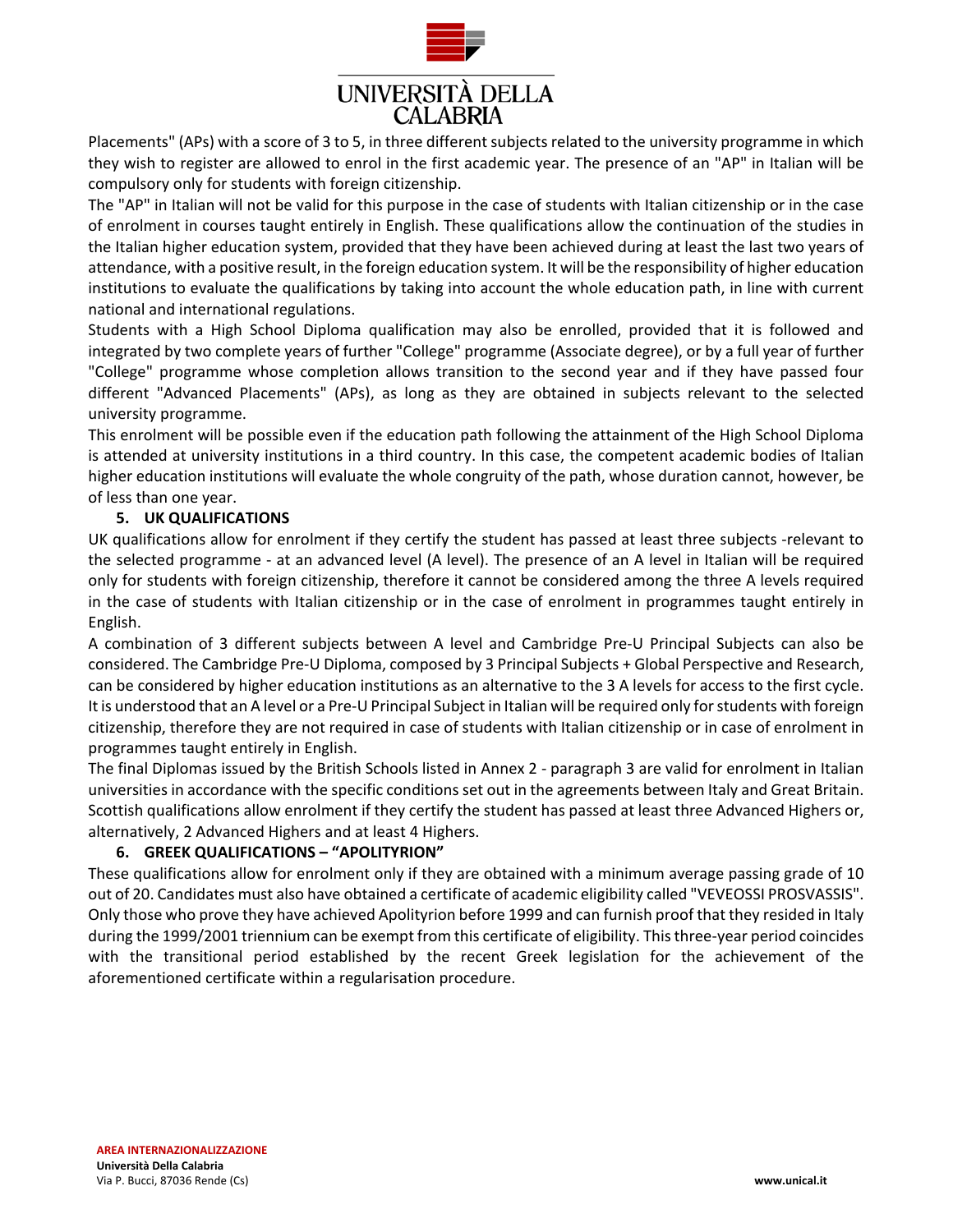Placements" (APs) with a score of 3 to 5, in three different subjects related to the university programme in which they wish to register are allowed to enrol in the first academic year. The presence of an "AP" in Italian will be compulsory only for students with foreign citizenship.

The "AP" in Italian will not be valid for this purpose in the case of students with Italian citizenship or in the case of enrolment in courses taught entirely in English. These qualifications allow the continuation of the studies in the Italian higher education system, provided that they have been achieved during at least the last two years of attendance, with a positive result, in the foreign education system. It will be the responsibility of higher education institutions to evaluate the qualifications by taking into account the whole education path, in line with current national and international regulations.

Students with a High School Diploma qualification may also be enrolled, provided that it is followed and integrated by two complete years of further "College" programme (Associate degree), or by a full year of further "College" programme whose completion allows transition to the second year and if they have passed four different "Advanced Placements" (APs), as long as they are obtained in subjects relevant to the selected university programme.

This enrolment will be possible even if the education path following the attainment of the High School Diploma is attended at university institutions in a third country. In this case, the competent academic bodies of Italian higher education institutions will evaluate the whole congruity of the path, whose duration cannot, however, be of less than one year.

### 5. UK QUALIFICATIONS

UK qualifications allow for enrolment if they certify the student has passed at least three subjects -relevant to the selected programme - at an advanced level (A level). The presence of an A level in Italian will be required only for students with foreign citizenship, therefore it cannot be considered among the three A levels required in the case of students with Italian citizenship or in the case of enrolment in programmes taught entirely in English.

A combination of 3 different subjects between A level and Cambridge Pre-U Principal Subjects can also be considered. The Cambridge Pre-U Diploma, composed by 3 Principal Subjects + Global Perspective and Research, can be considered by higher education institutions as an alternative to the 3 A levels for access to the first cycle. It is understood that an A level or a Pre-U Principal Subject in Italian will be required only for students with foreign citizenship, therefore they are not required in case of students with Italian citizenship or in case of enrolment in programmes taught entirely in English.

The final Diplomas issued by the British Schools listed in Annex 2 - paragraph 3 are valid for enrolment in Italian universities in accordance with the specific conditions set out in the agreements between Italy and Great Britain.

Scottish qualifications allow enrolment if they certify the student has passed at least three Advanced Highers or, alternatively, 2 Advanced Highers and at least 4 Highers.

### 6. GREEK QUALIFICATIONS – "APOLITYRION"

These qualifications allow for enrolment only if they are obtained with a minimum average passing grade of 10 out of 20. Candidates must also have obtained a certificate of academic eligibility called "VEVEOSSI PROSVASSIS". Only those who prove they have achieved Apolityrion before 1999 and can furnish proof that they resided in Italy during the 1999/2001 triennium can be exempt from this certificate of eligibility. This three-year period coincides with the transitional period established by the recent Greek legislation for the achievement of the aforementioned certificate within a regularisation procedure.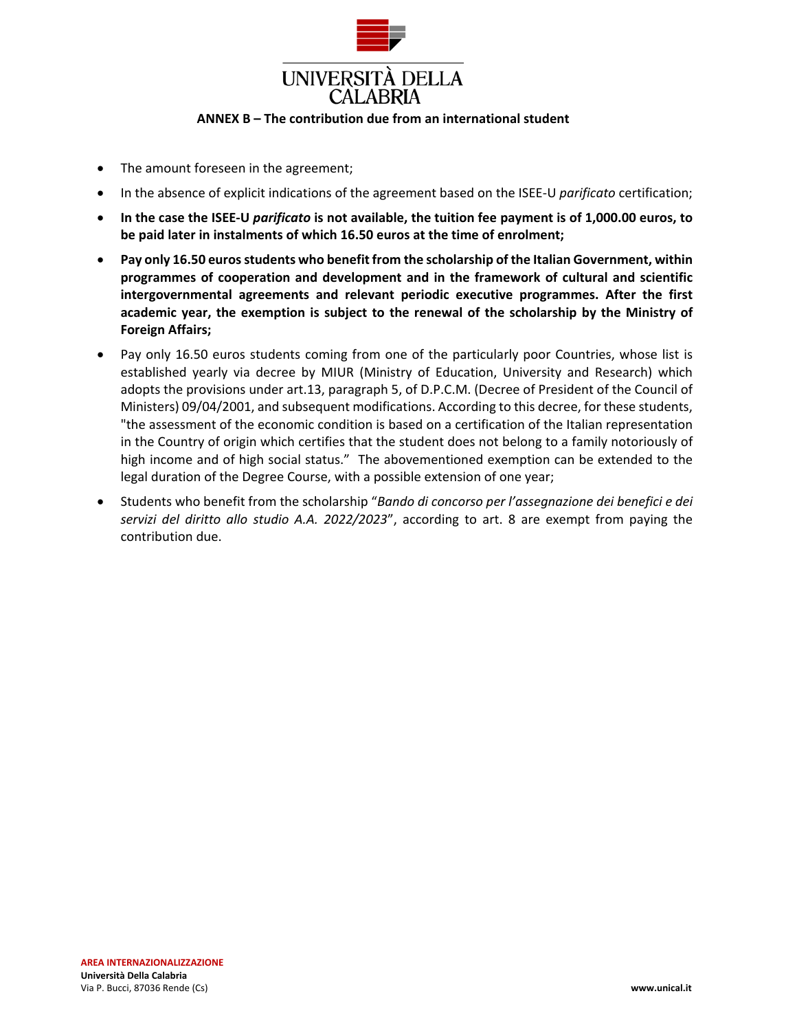**ANNEX B – The contribution due from an international student**

- The amount foreseen in the agreement;
- In the absence of explicit indications of the agreement based on the ISEE-U *parificato* certification;
- **In the case the ISEE-U *parificato* is not available, the tuition fee payment is of 1,000.00 euros, to be paid later in instalments of which 16.50 euros at the time of enrolment;**
- **Pay only 16.50 euros students who benefit from the scholarship of the Italian Government, within programmes of cooperation and development and in the framework of cultural and scientific intergovernmental agreements and relevant periodic executive programmes. After the first academic year, the exemption is subject to the renewal of the scholarship by the Ministry of Foreign Affairs;**
- Pay only 16.50 euros students coming from one of the particularly poor Countries, whose list is established yearly via decree by MIUR (Ministry of Education, University and Research) which adopts the provisions under art.13, paragraph 5, of D.P.C.M. (Decree of President of the Council of Ministers) 09/04/2001, and subsequent modifications. According to this decree, for these students, "the assessment of the economic condition is based on a certification of the Italian representation in the Country of origin which certifies that the student does not belong to a family notoriously of high income and of high social status." The abovementioned exemption can be extended to the legal duration of the Degree Course, with a possible extension of one year;
- Students who benefit from the scholarship "*Bando di concorso per l'assegnazione dei benefici e dei servizi del diritto allo studio A.A. 2022/2023*", according to art. 8 are exempt from paying the contribution due.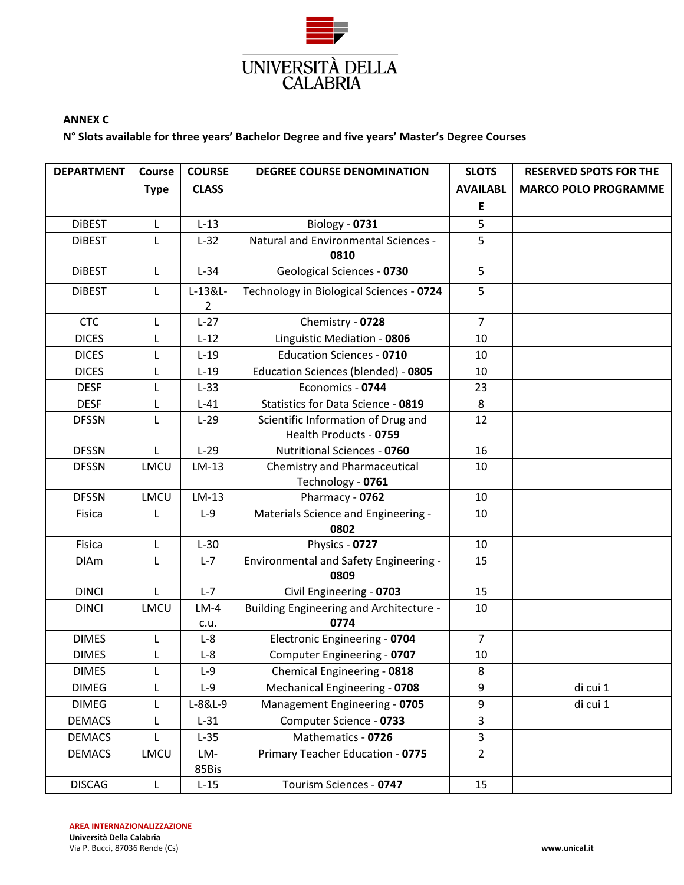UNIVERSITÀ DELLA CALABRIA

**ANNEX C**

**N° Slots available for three years' Bachelor Degree and five years' Master's Degree Courses**

| DEPARTMENT | Course Type | COURSE CLASS | DEGREE COURSE DENOMINATION | SLOTS AVAILABLE | RESERVED SPOTS FOR THE MARCO POLO PROGRAMME |
|---|---|---|---|---|---|
| DiBEST | L | L-13 | Biology - **0731** | 5 | |
| DiBEST | L | L-32 | Natural and Environmental Sciences - **0810** | 5 | |
| DiBEST | L | L-34 | Geological Sciences - **0730** | 5 | |
| DiBEST | L | L-13&L-2 | Technology in Biological Sciences - **0724** | 5 | |
| CTC | L | L-27 | Chemistry - **0728** | 7 | |
| DICES | L | L-12 | Linguistic Mediation - **0806** | 10 | |
| DICES | L | L-19 | Education Sciences - **0710** | 10 | |
| DICES | L | L-19 | Education Sciences (blended) - **0805** | 10 | |
| DESF | L | L-33 | Economics - **0744** | 23 | |
| DESF | L | L-41 | Statistics for Data Science - **0819** | 8 | |
| DFSSN | L | L-29 | Scientific Information of Drug and Health Products - **0759** | 12 | |
| DFSSN | L | L-29 | Nutritional Sciences - **0760** | 16 | |
| DFSSN | LMCU | LM-13 | Chemistry and Pharmaceutical Technology - **0761** | 10 | |
| DFSSN | LMCU | LM-13 | Pharmacy - **0762** | 10 | |
| Fisica | L | L-9 | Materials Science and Engineering - **0802** | 10 | |
| Fisica | L | L-30 | Physics - **0727** | 10 | |
| DIAm | L | L-7 | Environmental and Safety Engineering - **0809** | 15 | |
| DINCI | L | L-7 | Civil Engineering - **0703** | 15 | |
| DINCI | LMCU | LM-4 c.u. | Building Engineering and Architecture - **0774** | 10 | |
| DIMES | L | L-8 | Electronic Engineering - **0704** | 7 | |
| DIMES | L | L-8 | Computer Engineering - **0707** | 10 | |
| DIMES | L | L-9 | Chemical Engineering - **0818** | 8 | |
| DIMEG | L | L-9 | Mechanical Engineering - **0708** | 9 | di cui 1 |
| DIMEG | L | L-8&L-9 | Management Engineering - **0705** | 9 | di cui 1 |
| DEMACS | L | L-31 | Computer Science - **0733** | 3 | |
| DEMACS | L | L-35 | Mathematics - **0726** | 3 | |
| DEMACS | LMCU | LM-85Bis | Primary Teacher Education - **0775** | 2 | |
| DISCAG | L | L-15 | Tourism Sciences - **0747** | 15 | |

**AREA INTERNAZIONALIZZAZIONE**
**Università Della Calabria**
Via P. Bucci, 87036 Rende (Cs)

**www.unical.it**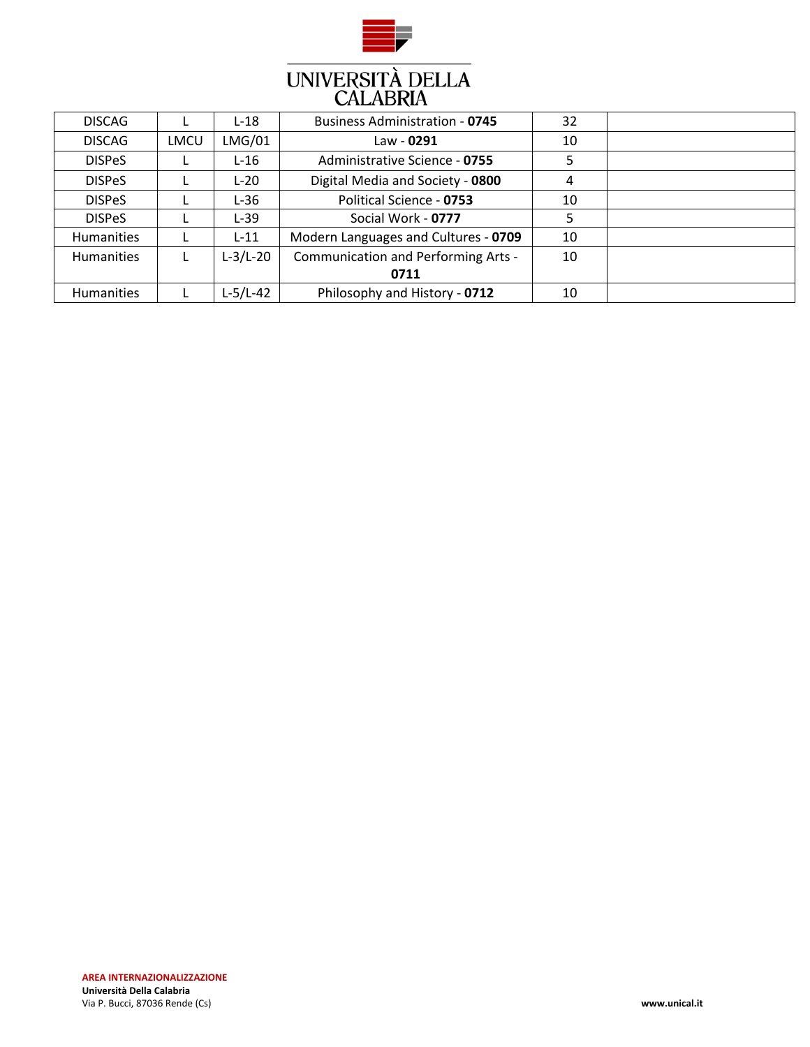| | | | | | |
|---|---|---|---|---|---|
| DISCAG | L | L-18 | Business Administration - **0745** | 32 | |
| DISCAG | LMCU | LMG/01 | Law - **0291** | 10 | |
| DISPeS | L | L-16 | Administrative Science - **0755** | 5 | |
| DISPeS | L | L-20 | Digital Media and Society - **0800** | 4 | |
| DISPeS | L | L-36 | Political Science - **0753** | 10 | |
| DISPeS | L | L-39 | Social Work - **0777** | 5 | |
| Humanities | L | L-11 | Modern Languages and Cultures - **0709** | 10 | |
| Humanities | L | L-3/L-20 | Communication and Performing Arts - **0711** | 10 | |
| Humanities | L | L-5/L-42 | Philosophy and History - **0712** | 10 | |